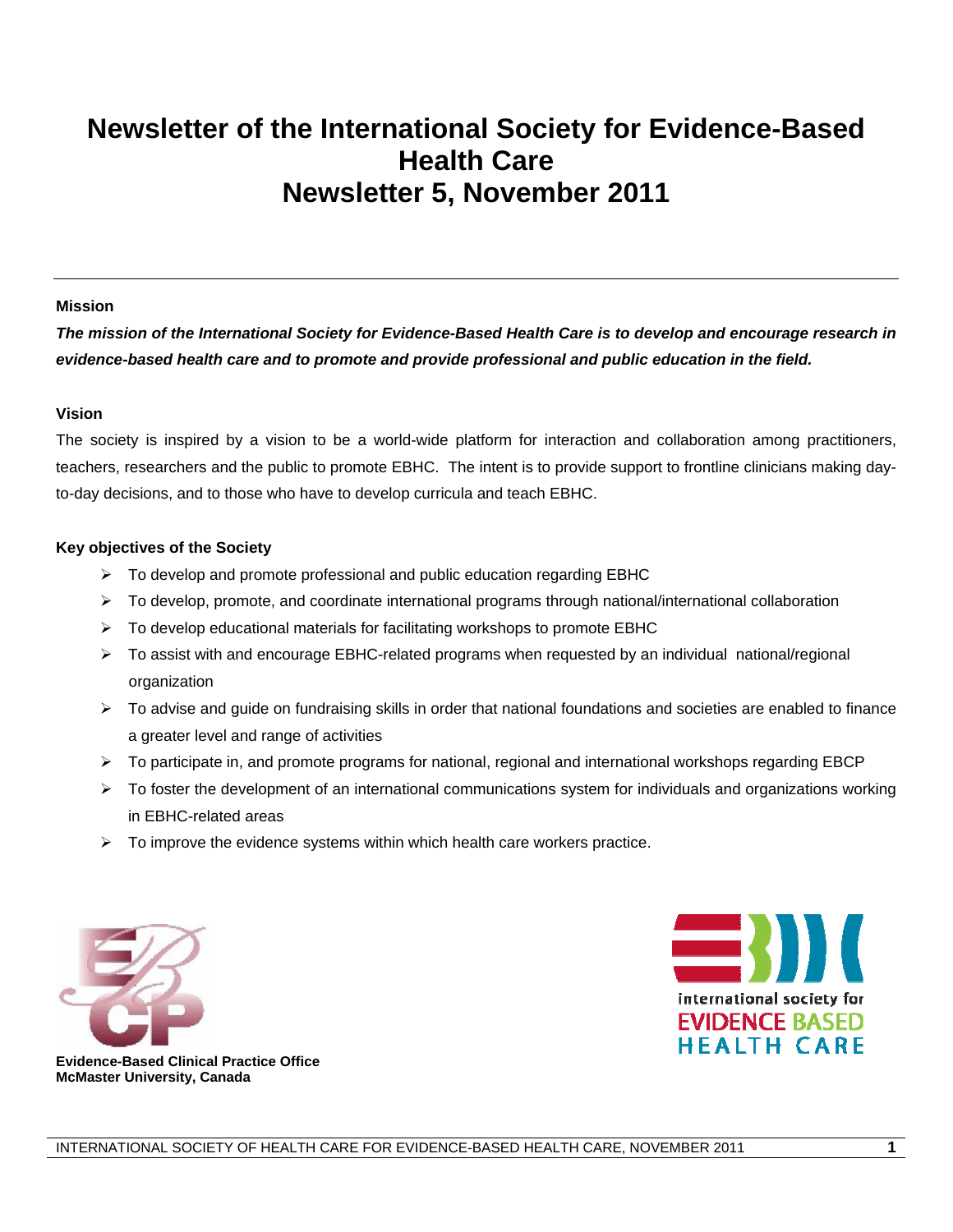# Newsletter of the International Society for Evidence-Based Health Care
# Newsletter 5, November 2011

---

**Mission**

***The mission of the International Society for Evidence-Based Health Care is to develop and encourage research in evidence-based health care and to promote and provide professional and public education in the field.***

**Vision**

The society is inspired by a vision to be a world-wide platform for interaction and collaboration among practitioners, teachers, researchers and the public to promote EBHC. The intent is to provide support to frontline clinicians making day-to-day decisions, and to those who have to develop curricula and teach EBHC.

**Key objectives of the Society**

- To develop and promote professional and public education regarding EBHC
- To develop, promote, and coordinate international programs through national/international collaboration
- To develop educational materials for facilitating workshops to promote EBHC
- To assist with and encourage EBHC-related programs when requested by an individual national/regional organization
- To advise and guide on fundraising skills in order that national foundations and societies are enabled to finance a greater level and range of activities
- To participate in, and promote programs for national, regional and international workshops regarding EBCP
- To foster the development of an international communications system for individuals and organizations working in EBHC-related areas
- To improve the evidence systems within which health care workers practice.

**Evidence-Based Clinical Practice Office**
**McMaster University, Canada**

international society for
EVIDENCE BASED
HEALTH CARE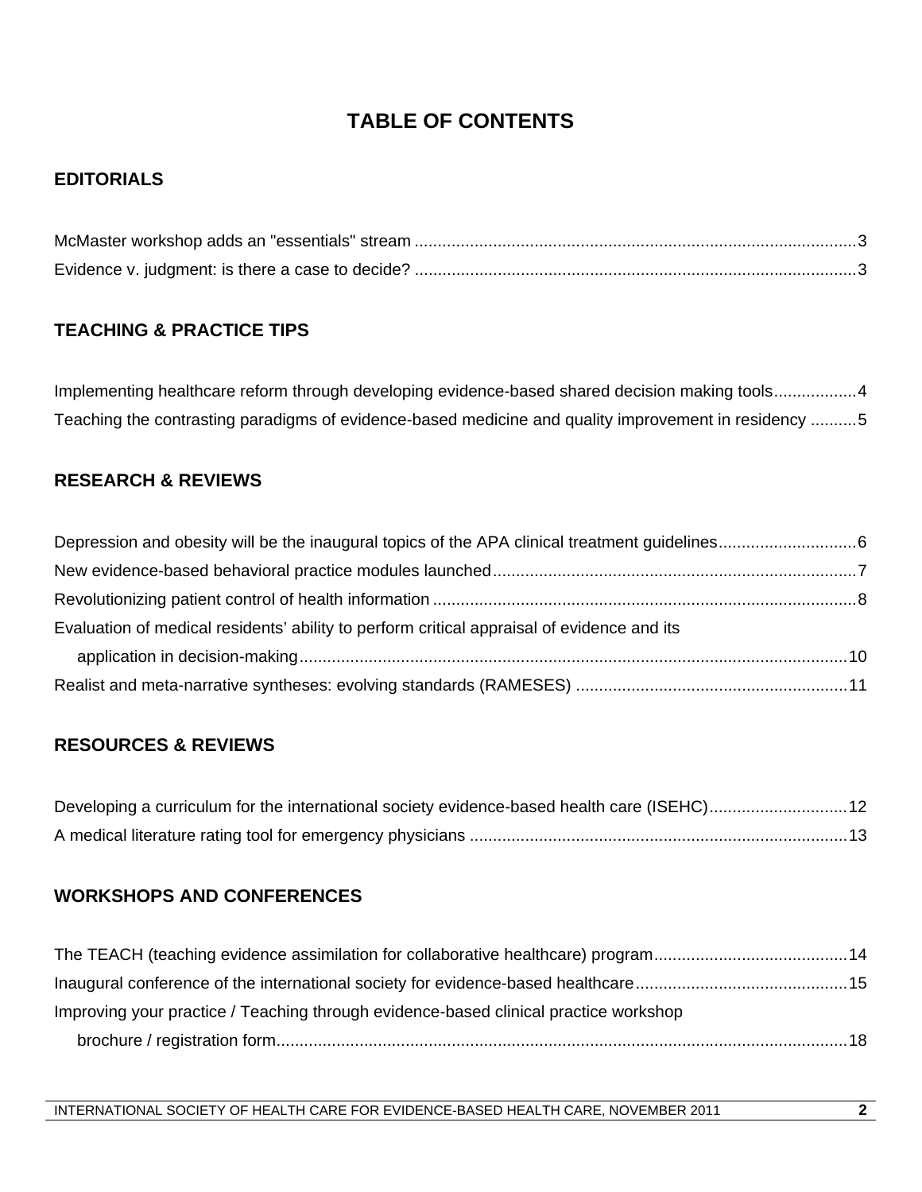# TABLE OF CONTENTS

## EDITORIALS

McMaster workshop adds an "essentials" stream ........ 3
Evidence v. judgment: is there a case to decide? ........ 3

## TEACHING & PRACTICE TIPS

Implementing healthcare reform through developing evidence-based shared decision making tools ........ 4
Teaching the contrasting paradigms of evidence-based medicine and quality improvement in residency ........ 5

## RESEARCH & REVIEWS

Depression and obesity will be the inaugural topics of the APA clinical treatment guidelines ........ 6
New evidence-based behavioral practice modules launched ........ 7
Revolutionizing patient control of health information ........ 8
Evaluation of medical residents' ability to perform critical appraisal of evidence and its application in decision-making ........ 10
Realist and meta-narrative syntheses: evolving standards (RAMESES) ........ 11

## RESOURCES & REVIEWS

Developing a curriculum for the international society evidence-based health care (ISEHC) ........ 12
A medical literature rating tool for emergency physicians ........ 13

## WORKSHOPS AND CONFERENCES

The TEACH (teaching evidence assimilation for collaborative healthcare) program ........ 14
Inaugural conference of the international society for evidence-based healthcare ........ 15
Improving your practice / Teaching through evidence-based clinical practice workshop brochure / registration form ........ 18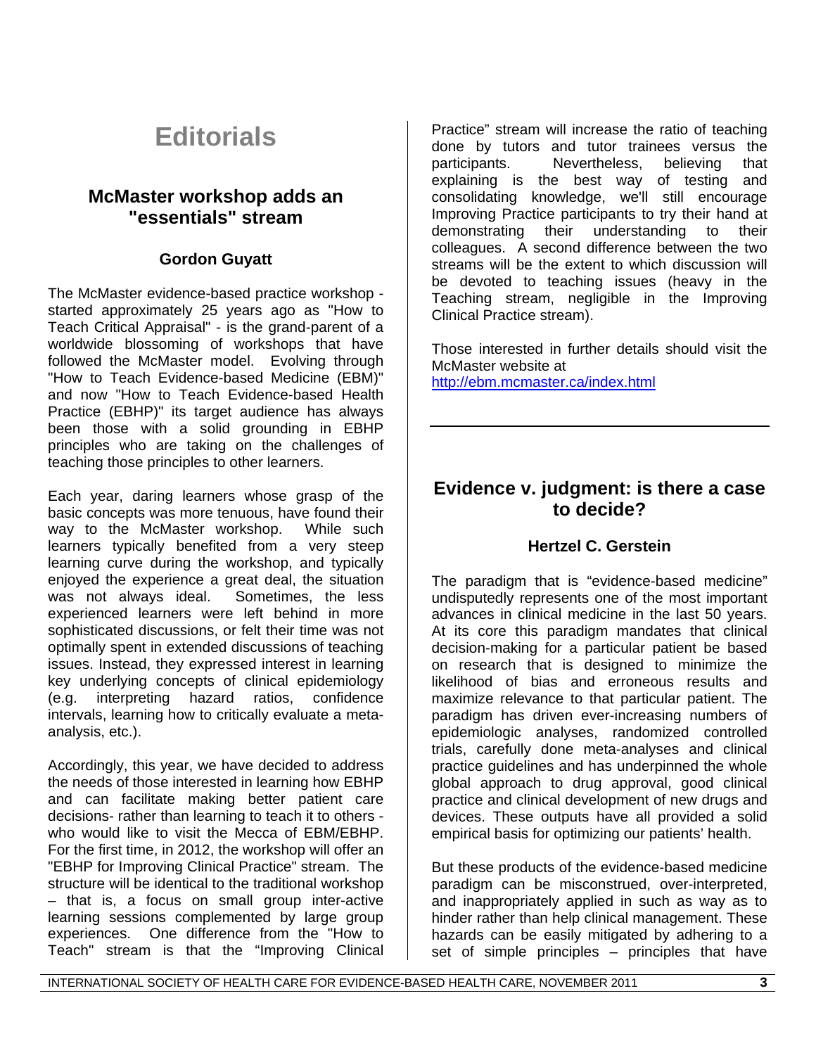# Editorials

## McMaster workshop adds an "essentials" stream

### Gordon Guyatt

The McMaster evidence-based practice workshop - started approximately 25 years ago as "How to Teach Critical Appraisal" - is the grand-parent of a worldwide blossoming of workshops that have followed the McMaster model. Evolving through "How to Teach Evidence-based Medicine (EBM)" and now "How to Teach Evidence-based Health Practice (EBHP)" its target audience has always been those with a solid grounding in EBHP principles who are taking on the challenges of teaching those principles to other learners.

Each year, daring learners whose grasp of the basic concepts was more tenuous, have found their way to the McMaster workshop. While such learners typically benefited from a very steep learning curve during the workshop, and typically enjoyed the experience a great deal, the situation was not always ideal. Sometimes, the less experienced learners were left behind in more sophisticated discussions, or felt their time was not optimally spent in extended discussions of teaching issues. Instead, they expressed interest in learning key underlying concepts of clinical epidemiology (e.g. interpreting hazard ratios, confidence intervals, learning how to critically evaluate a meta-analysis, etc.).

Accordingly, this year, we have decided to address the needs of those interested in learning how EBHP and can facilitate making better patient care decisions- rather than learning to teach it to others - who would like to visit the Mecca of EBM/EBHP. For the first time, in 2012, the workshop will offer an "EBHP for Improving Clinical Practice" stream. The structure will be identical to the traditional workshop – that is, a focus on small group inter-active learning sessions complemented by large group experiences. One difference from the "How to Teach" stream is that the "Improving Clinical Practice" stream will increase the ratio of teaching done by tutors and tutor trainees versus the participants. Nevertheless, believing that explaining is the best way of testing and consolidating knowledge, we'll still encourage Improving Practice participants to try their hand at demonstrating their understanding to their colleagues. A second difference between the two streams will be the extent to which discussion will be devoted to teaching issues (heavy in the Teaching stream, negligible in the Improving Clinical Practice stream).

Those interested in further details should visit the McMaster website at http://ebm.mcmaster.ca/index.html

---

## Evidence v. judgment: is there a case to decide?

### Hertzel C. Gerstein

The paradigm that is "evidence-based medicine" undisputedly represents one of the most important advances in clinical medicine in the last 50 years. At its core this paradigm mandates that clinical decision-making for a particular patient be based on research that is designed to minimize the likelihood of bias and erroneous results and maximize relevance to that particular patient. The paradigm has driven ever-increasing numbers of epidemiologic analyses, randomized controlled trials, carefully done meta-analyses and clinical practice guidelines and has underpinned the whole global approach to drug approval, good clinical practice and clinical development of new drugs and devices. These outputs have all provided a solid empirical basis for optimizing our patients' health.

But these products of the evidence-based medicine paradigm can be misconstrued, over-interpreted, and inappropriately applied in such as way as to hinder rather than help clinical management. These hazards can be easily mitigated by adhering to a set of simple principles – principles that have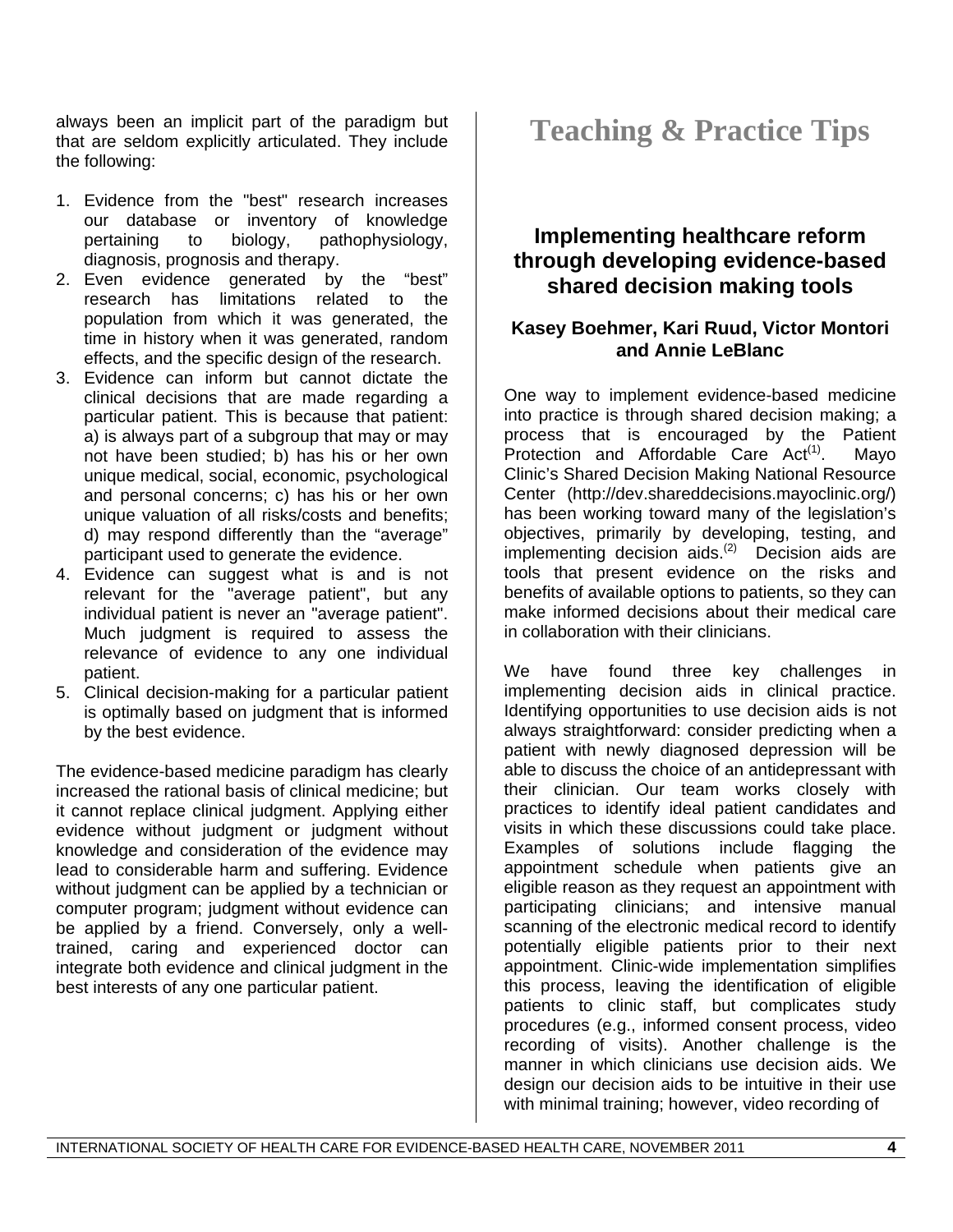always been an implicit part of the paradigm but that are seldom explicitly articulated. They include the following:

1. Evidence from the "best" research increases our database or inventory of knowledge pertaining to biology, pathophysiology, diagnosis, prognosis and therapy.
2. Even evidence generated by the “best” research has limitations related to the population from which it was generated, the time in history when it was generated, random effects, and the specific design of the research.
3. Evidence can inform but cannot dictate the clinical decisions that are made regarding a particular patient. This is because that patient: a) is always part of a subgroup that may or may not have been studied; b) has his or her own unique medical, social, economic, psychological and personal concerns; c) has his or her own unique valuation of all risks/costs and benefits; d) may respond differently than the “average” participant used to generate the evidence.
4. Evidence can suggest what is and is not relevant for the "average patient", but any individual patient is never an "average patient". Much judgment is required to assess the relevance of evidence to any one individual patient.
5. Clinical decision-making for a particular patient is optimally based on judgment that is informed by the best evidence.

The evidence-based medicine paradigm has clearly increased the rational basis of clinical medicine; but it cannot replace clinical judgment. Applying either evidence without judgment or judgment without knowledge and consideration of the evidence may lead to considerable harm and suffering. Evidence without judgment can be applied by a technician or computer program; judgment without evidence can be applied by a friend. Conversely, only a well-trained, caring and experienced doctor can integrate both evidence and clinical judgment in the best interests of any one particular patient.

# Teaching & Practice Tips

## Implementing healthcare reform through developing evidence-based shared decision making tools

**Kasey Boehmer, Kari Ruud, Victor Montori and Annie LeBlanc**

One way to implement evidence-based medicine into practice is through shared decision making; a process that is encouraged by the Patient Protection and Affordable Care Act[1]. Mayo Clinic’s Shared Decision Making National Resource Center (http://dev.shareddecisions.mayoclinic.org/) has been working toward many of the legislation’s objectives, primarily by developing, testing, and implementing decision aids.[2] Decision aids are tools that present evidence on the risks and benefits of available options to patients, so they can make informed decisions about their medical care in collaboration with their clinicians.

We have found three key challenges in implementing decision aids in clinical practice. Identifying opportunities to use decision aids is not always straightforward: consider predicting when a patient with newly diagnosed depression will be able to discuss the choice of an antidepressant with their clinician. Our team works closely with practices to identify ideal patient candidates and visits in which these discussions could take place. Examples of solutions include flagging the appointment schedule when patients give an eligible reason as they request an appointment with participating clinicians; and intensive manual scanning of the electronic medical record to identify potentially eligible patients prior to their next appointment. Clinic-wide implementation simplifies this process, leaving the identification of eligible patients to clinic staff, but complicates study procedures (e.g., informed consent process, video recording of visits). Another challenge is the manner in which clinicians use decision aids. We design our decision aids to be intuitive in their use with minimal training; however, video recording of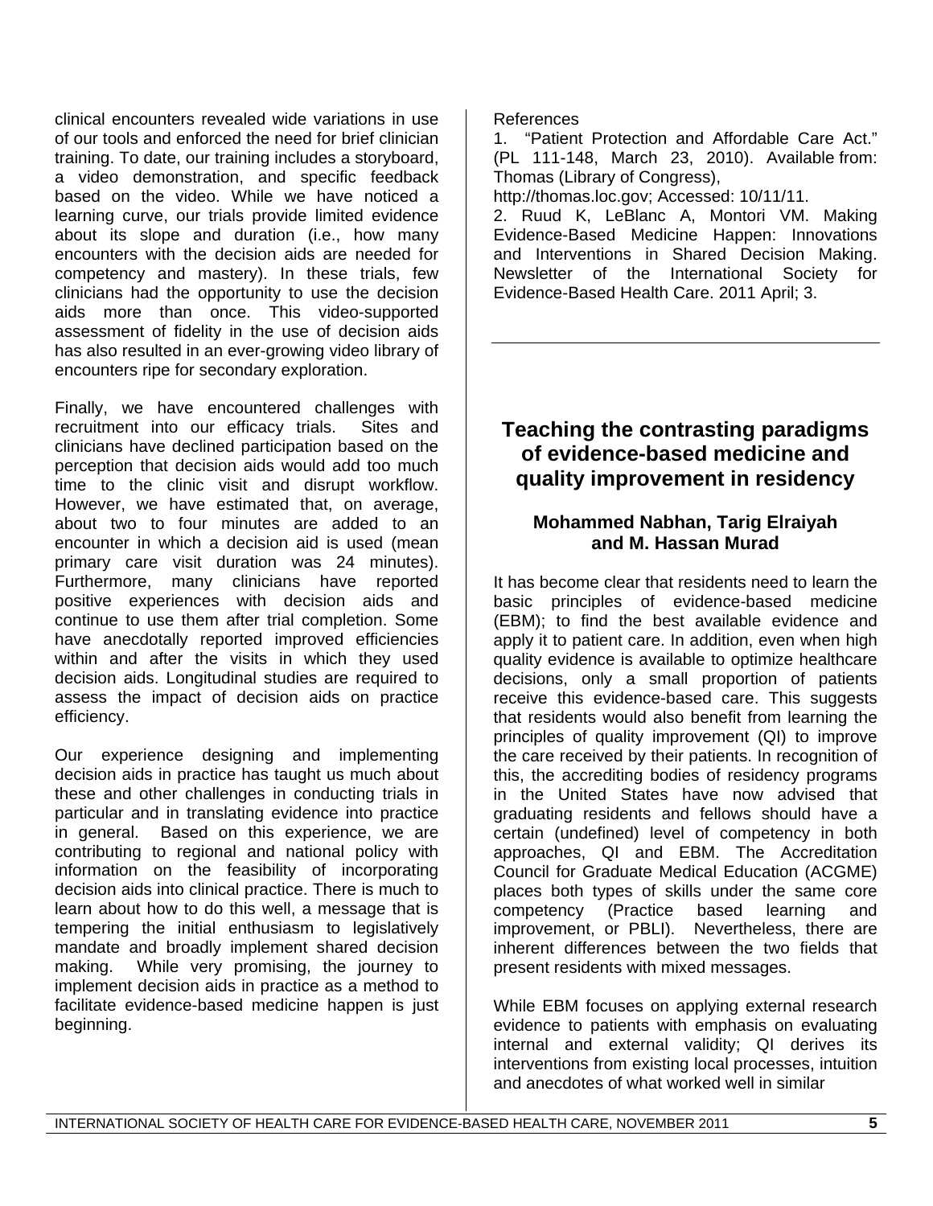clinical encounters revealed wide variations in use of our tools and enforced the need for brief clinician training. To date, our training includes a storyboard, a video demonstration, and specific feedback based on the video. While we have noticed a learning curve, our trials provide limited evidence about its slope and duration (i.e., how many encounters with the decision aids are needed for competency and mastery). In these trials, few clinicians had the opportunity to use the decision aids more than once. This video-supported assessment of fidelity in the use of decision aids has also resulted in an ever-growing video library of encounters ripe for secondary exploration.

Finally, we have encountered challenges with recruitment into our efficacy trials. Sites and clinicians have declined participation based on the perception that decision aids would add too much time to the clinic visit and disrupt workflow. However, we have estimated that, on average, about two to four minutes are added to an encounter in which a decision aid is used (mean primary care visit duration was 24 minutes). Furthermore, many clinicians have reported positive experiences with decision aids and continue to use them after trial completion. Some have anecdotally reported improved efficiencies within and after the visits in which they used decision aids. Longitudinal studies are required to assess the impact of decision aids on practice efficiency.

Our experience designing and implementing decision aids in practice has taught us much about these and other challenges in conducting trials in particular and in translating evidence into practice in general. Based on this experience, we are contributing to regional and national policy with information on the feasibility of incorporating decision aids into clinical practice. There is much to learn about how to do this well, a message that is tempering the initial enthusiasm to legislatively mandate and broadly implement shared decision making. While very promising, the journey to implement decision aids in practice as a method to facilitate evidence-based medicine happen is just beginning.

References

1. "Patient Protection and Affordable Care Act." (PL 111-148, March 23, 2010). Available from: Thomas (Library of Congress), http://thomas.loc.gov; Accessed: 10/11/11.
2. Ruud K, LeBlanc A, Montori VM. Making Evidence-Based Medicine Happen: Innovations and Interventions in Shared Decision Making. Newsletter of the International Society for Evidence-Based Health Care. 2011 April; 3.

## Teaching the contrasting paradigms of evidence-based medicine and quality improvement in residency

**Mohammed Nabhan, Tarig Elraiyah and M. Hassan Murad**

It has become clear that residents need to learn the basic principles of evidence-based medicine (EBM); to find the best available evidence and apply it to patient care. In addition, even when high quality evidence is available to optimize healthcare decisions, only a small proportion of patients receive this evidence-based care. This suggests that residents would also benefit from learning the principles of quality improvement (QI) to improve the care received by their patients. In recognition of this, the accrediting bodies of residency programs in the United States have now advised that graduating residents and fellows should have a certain (undefined) level of competency in both approaches, QI and EBM. The Accreditation Council for Graduate Medical Education (ACGME) places both types of skills under the same core competency (Practice based learning and improvement, or PBLI). Nevertheless, there are inherent differences between the two fields that present residents with mixed messages.

While EBM focuses on applying external research evidence to patients with emphasis on evaluating internal and external validity; QI derives its interventions from existing local processes, intuition and anecdotes of what worked well in similar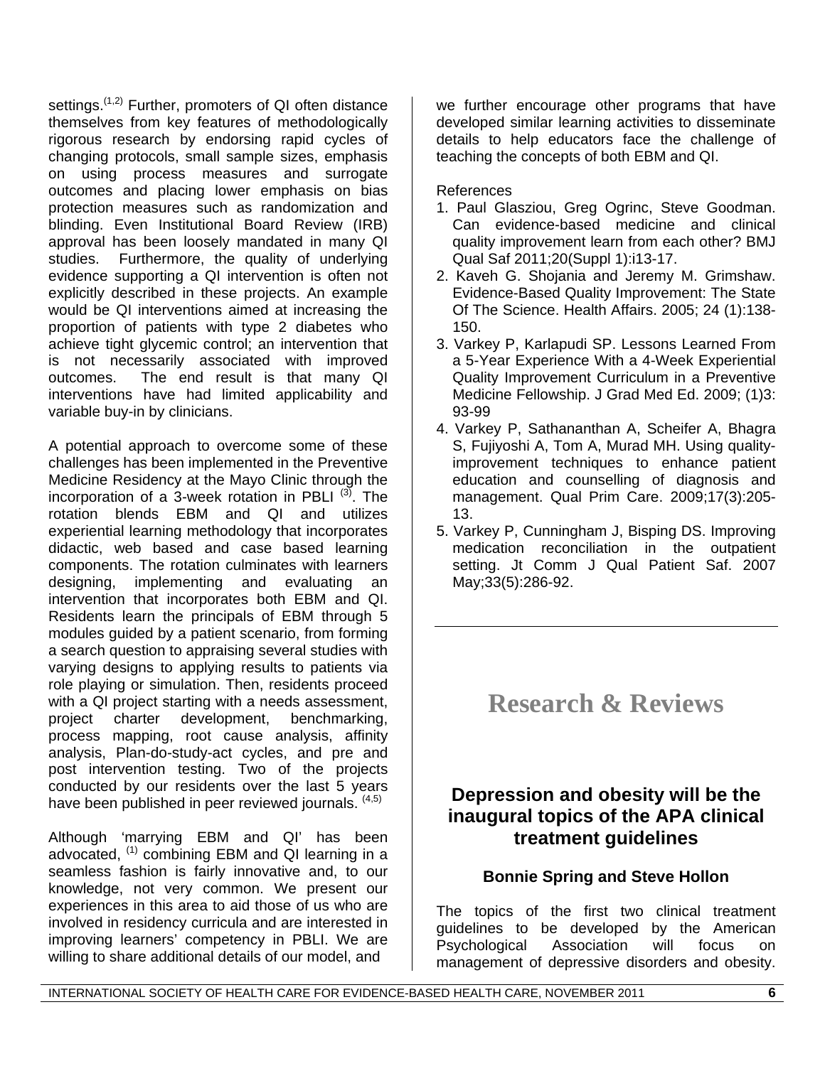settings.[1,2] Further, promoters of QI often distance themselves from key features of methodologically rigorous research by endorsing rapid cycles of changing protocols, small sample sizes, emphasis on using process measures and surrogate outcomes and placing lower emphasis on bias protection measures such as randomization and blinding. Even Institutional Board Review (IRB) approval has been loosely mandated in many QI studies. Furthermore, the quality of underlying evidence supporting a QI intervention is often not explicitly described in these projects. An example would be QI interventions aimed at increasing the proportion of patients with type 2 diabetes who achieve tight glycemic control; an intervention that is not necessarily associated with improved outcomes. The end result is that many QI interventions have had limited applicability and variable buy-in by clinicians.

A potential approach to overcome some of these challenges has been implemented in the Preventive Medicine Residency at the Mayo Clinic through the incorporation of a 3-week rotation in PBLI [3]. The rotation blends EBM and QI and utilizes experiential learning methodology that incorporates didactic, web based and case based learning components. The rotation culminates with learners designing, implementing and evaluating an intervention that incorporates both EBM and QI. Residents learn the principals of EBM through 5 modules guided by a patient scenario, from forming a search question to appraising several studies with varying designs to applying results to patients via role playing or simulation. Then, residents proceed with a QI project starting with a needs assessment, project charter development, benchmarking, process mapping, root cause analysis, affinity analysis, Plan-do-study-act cycles, and pre and post intervention testing. Two of the projects conducted by our residents over the last 5 years have been published in peer reviewed journals. [4,5]

Although 'marrying EBM and QI' has been advocated, [1] combining EBM and QI learning in a seamless fashion is fairly innovative and, to our knowledge, not very common. We present our experiences in this area to aid those of us who are involved in residency curricula and are interested in improving learners' competency in PBLI. We are willing to share additional details of our model, and we further encourage other programs that have developed similar learning activities to disseminate details to help educators face the challenge of teaching the concepts of both EBM and QI.

References

1. Paul Glasziou, Greg Ogrinc, Steve Goodman. Can evidence-based medicine and clinical quality improvement learn from each other? BMJ Qual Saf 2011;20(Suppl 1):i13-17.
2. Kaveh G. Shojania and Jeremy M. Grimshaw. Evidence-Based Quality Improvement: The State Of The Science. Health Affairs. 2005; 24 (1):138-150.
3. Varkey P, Karlapudi SP. Lessons Learned From a 5-Year Experience With a 4-Week Experiential Quality Improvement Curriculum in a Preventive Medicine Fellowship. J Grad Med Ed. 2009; (1)3: 93-99
4. Varkey P, Sathananthan A, Scheifer A, Bhagra S, Fujiyoshi A, Tom A, Murad MH. Using quality-improvement techniques to enhance patient education and counselling of diagnosis and management. Qual Prim Care. 2009;17(3):205-13.
5. Varkey P, Cunningham J, Bisping DS. Improving medication reconciliation in the outpatient setting. Jt Comm J Qual Patient Saf. 2007 May;33(5):286-92.

---

# Research & Reviews

## Depression and obesity will be the inaugural topics of the APA clinical treatment guidelines

**Bonnie Spring and Steve Hollon**

The topics of the first two clinical treatment guidelines to be developed by the American Psychological Association will focus on management of depressive disorders and obesity.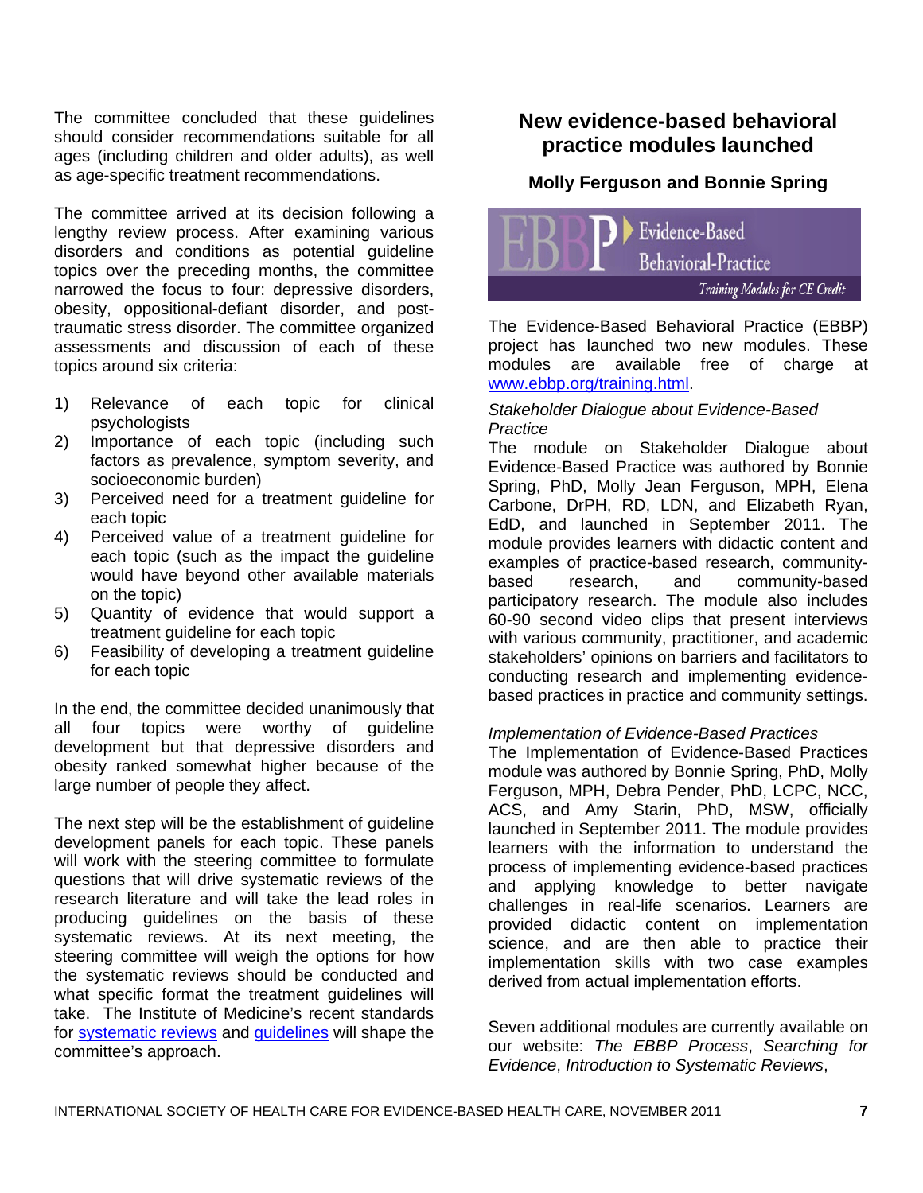The committee concluded that these guidelines should consider recommendations suitable for all ages (including children and older adults), as well as age-specific treatment recommendations.

The committee arrived at its decision following a lengthy review process. After examining various disorders and conditions as potential guideline topics over the preceding months, the committee narrowed the focus to four: depressive disorders, obesity, oppositional-defiant disorder, and post-traumatic stress disorder. The committee organized assessments and discussion of each of these topics around six criteria:

1) Relevance of each topic for clinical psychologists
2) Importance of each topic (including such factors as prevalence, symptom severity, and socioeconomic burden)
3) Perceived need for a treatment guideline for each topic
4) Perceived value of a treatment guideline for each topic (such as the impact the guideline would have beyond other available materials on the topic)
5) Quantity of evidence that would support a treatment guideline for each topic
6) Feasibility of developing a treatment guideline for each topic

In the end, the committee decided unanimously that all four topics were worthy of guideline development but that depressive disorders and obesity ranked somewhat higher because of the large number of people they affect.

The next step will be the establishment of guideline development panels for each topic. These panels will work with the steering committee to formulate questions that will drive systematic reviews of the research literature and will take the lead roles in producing guidelines on the basis of these systematic reviews. At its next meeting, the steering committee will weigh the options for how the systematic reviews should be conducted and what specific format the treatment guidelines will take. The Institute of Medicine's recent standards for systematic reviews and guidelines will shape the committee's approach.

## New evidence-based behavioral practice modules launched

**Molly Ferguson and Bonnie Spring**

EBBP Evidence-Based Behavioral-Practice — Training Modules for CE Credit

The Evidence-Based Behavioral Practice (EBBP) project has launched two new modules. These modules are available free of charge at www.ebbp.org/training.html.

*Stakeholder Dialogue about Evidence-Based Practice*

The module on Stakeholder Dialogue about Evidence-Based Practice was authored by Bonnie Spring, PhD, Molly Jean Ferguson, MPH, Elena Carbone, DrPH, RD, LDN, and Elizabeth Ryan, EdD, and launched in September 2011. The module provides learners with didactic content and examples of practice-based research, community-based research, and community-based participatory research. The module also includes 60-90 second video clips that present interviews with various community, practitioner, and academic stakeholders' opinions on barriers and facilitators to conducting research and implementing evidence-based practices in practice and community settings.

*Implementation of Evidence-Based Practices*

The Implementation of Evidence-Based Practices module was authored by Bonnie Spring, PhD, Molly Ferguson, MPH, Debra Pender, PhD, LCPC, NCC, ACS, and Amy Starin, PhD, MSW, officially launched in September 2011. The module provides learners with the information to understand the process of implementing evidence-based practices and applying knowledge to better navigate challenges in real-life scenarios. Learners are provided didactic content on implementation science, and are then able to practice their implementation skills with two case examples derived from actual implementation efforts.

Seven additional modules are currently available on our website: *The EBBP Process*, *Searching for Evidence*, *Introduction to Systematic Reviews*,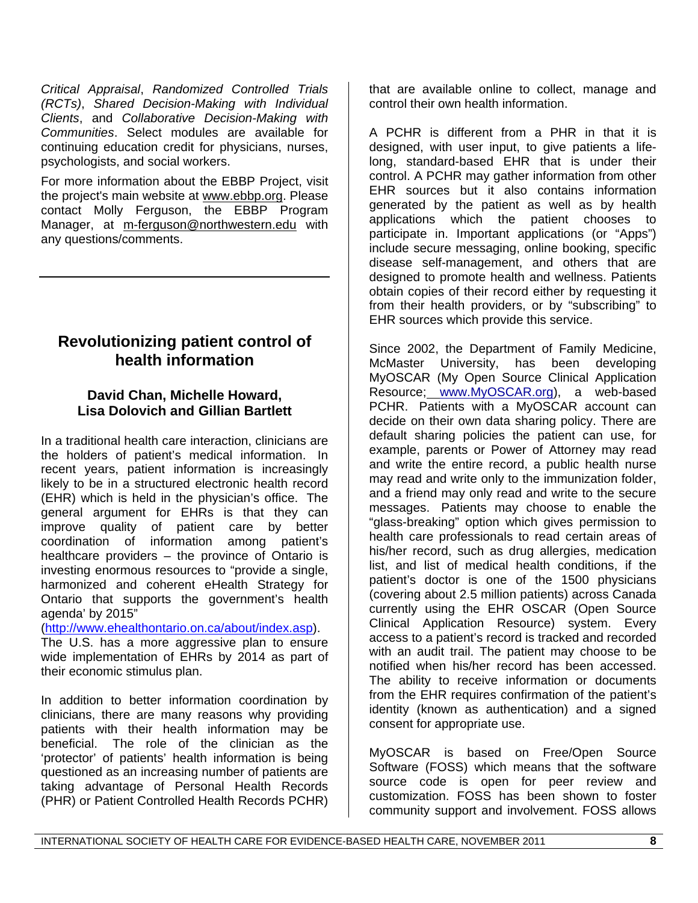*Critical Appraisal*, *Randomized Controlled Trials (RCTs)*, *Shared Decision-Making with Individual Clients*, and *Collaborative Decision-Making with Communities*. Select modules are available for continuing education credit for physicians, nurses, psychologists, and social workers.

For more information about the EBBP Project, visit the project's main website at www.ebbp.org. Please contact Molly Ferguson, the EBBP Program Manager, at m-ferguson@northwestern.edu with any questions/comments.

---

## Revolutionizing patient control of health information

**David Chan, Michelle Howard, Lisa Dolovich and Gillian Bartlett**

In a traditional health care interaction, clinicians are the holders of patient's medical information. In recent years, patient information is increasingly likely to be in a structured electronic health record (EHR) which is held in the physician's office. The general argument for EHRs is that they can improve quality of patient care by better coordination of information among patient's healthcare providers – the province of Ontario is investing enormous resources to "provide a single, harmonized and coherent eHealth Strategy for Ontario that supports the government's health agenda' by 2015" (http://www.ehealthontario.on.ca/about/index.asp). The U.S. has a more aggressive plan to ensure wide implementation of EHRs by 2014 as part of their economic stimulus plan.

In addition to better information coordination by clinicians, there are many reasons why providing patients with their health information may be beneficial. The role of the clinician as the 'protector' of patients' health information is being questioned as an increasing number of patients are taking advantage of Personal Health Records (PHR) or Patient Controlled Health Records PCHR) that are available online to collect, manage and control their own health information.

A PCHR is different from a PHR in that it is designed, with user input, to give patients a life-long, standard-based EHR that is under their control. A PCHR may gather information from other EHR sources but it also contains information generated by the patient as well as by health applications which the patient chooses to participate in. Important applications (or "Apps") include secure messaging, online booking, specific disease self-management, and others that are designed to promote health and wellness. Patients obtain copies of their record either by requesting it from their health providers, or by "subscribing" to EHR sources which provide this service.

Since 2002, the Department of Family Medicine, McMaster University, has been developing MyOSCAR (My Open Source Clinical Application Resource; www.MyOSCAR.org), a web-based PCHR. Patients with a MyOSCAR account can decide on their own data sharing policy. There are default sharing policies the patient can use, for example, parents or Power of Attorney may read and write the entire record, a public health nurse may read and write only to the immunization folder, and a friend may only read and write to the secure messages. Patients may choose to enable the "glass-breaking" option which gives permission to health care professionals to read certain areas of his/her record, such as drug allergies, medication list, and list of medical health conditions, if the patient's doctor is one of the 1500 physicians (covering about 2.5 million patients) across Canada currently using the EHR OSCAR (Open Source Clinical Application Resource) system. Every access to a patient's record is tracked and recorded with an audit trail. The patient may choose to be notified when his/her record has been accessed. The ability to receive information or documents from the EHR requires confirmation of the patient's identity (known as authentication) and a signed consent for appropriate use.

MyOSCAR is based on Free/Open Source Software (FOSS) which means that the software source code is open for peer review and customization. FOSS has been shown to foster community support and involvement. FOSS allows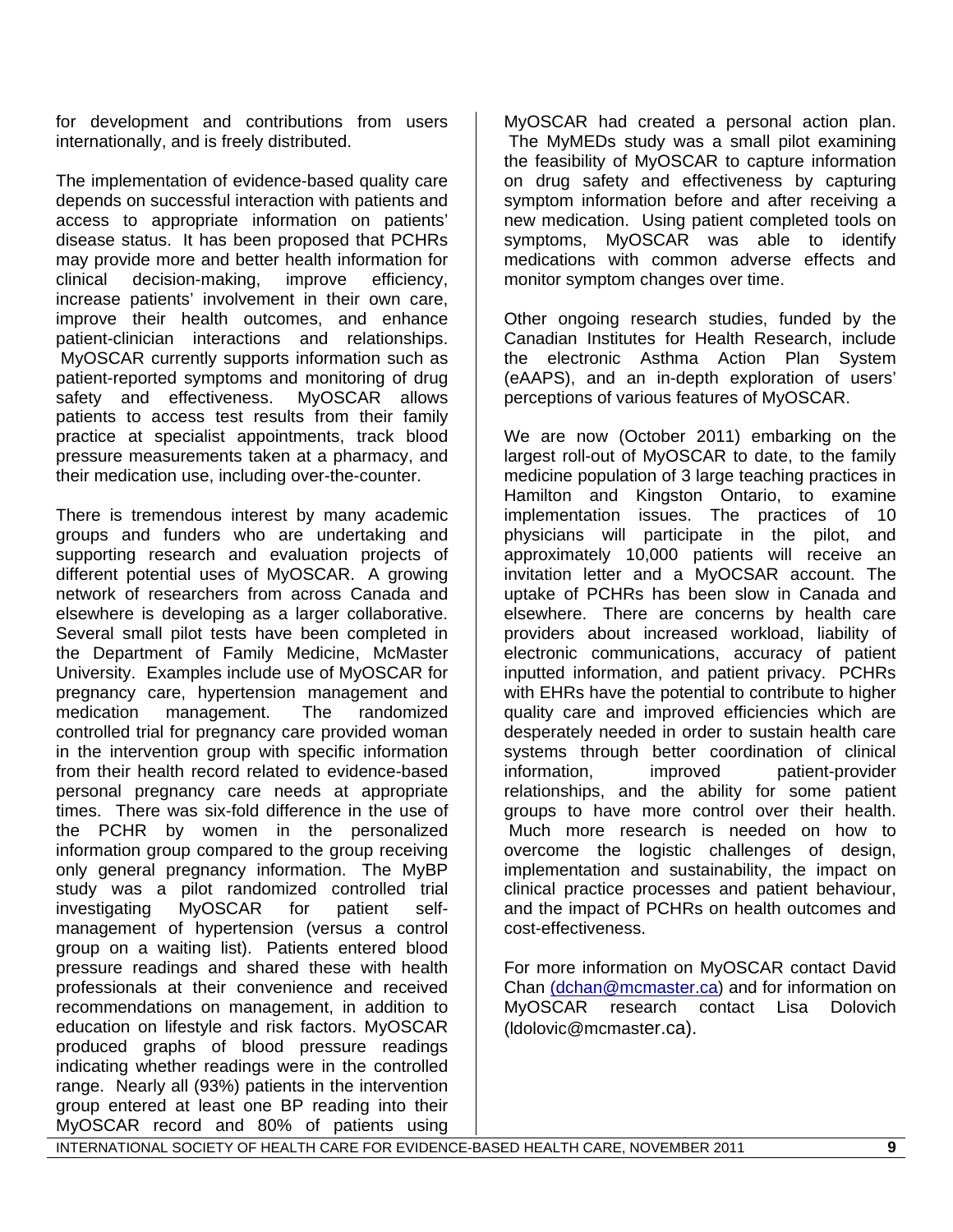for development and contributions from users internationally, and is freely distributed.

The implementation of evidence-based quality care depends on successful interaction with patients and access to appropriate information on patients' disease status. It has been proposed that PCHRs may provide more and better health information for clinical decision-making, improve efficiency, increase patients' involvement in their own care, improve their health outcomes, and enhance patient-clinician interactions and relationships. MyOSCAR currently supports information such as patient-reported symptoms and monitoring of drug safety and effectiveness. MyOSCAR allows patients to access test results from their family practice at specialist appointments, track blood pressure measurements taken at a pharmacy, and their medication use, including over-the-counter.

There is tremendous interest by many academic groups and funders who are undertaking and supporting research and evaluation projects of different potential uses of MyOSCAR. A growing network of researchers from across Canada and elsewhere is developing as a larger collaborative. Several small pilot tests have been completed in the Department of Family Medicine, McMaster University. Examples include use of MyOSCAR for pregnancy care, hypertension management and medication management. The randomized controlled trial for pregnancy care provided woman in the intervention group with specific information from their health record related to evidence-based personal pregnancy care needs at appropriate times. There was six-fold difference in the use of the PCHR by women in the personalized information group compared to the group receiving only general pregnancy information. The MyBP study was a pilot randomized controlled trial investigating MyOSCAR for patient self-management of hypertension (versus a control group on a waiting list). Patients entered blood pressure readings and shared these with health professionals at their convenience and received recommendations on management, in addition to education on lifestyle and risk factors. MyOSCAR produced graphs of blood pressure readings indicating whether readings were in the controlled range. Nearly all (93%) patients in the intervention group entered at least one BP reading into their MyOSCAR record and 80% of patients using MyOSCAR had created a personal action plan. The MyMEDs study was a small pilot examining the feasibility of MyOSCAR to capture information on drug safety and effectiveness by capturing symptom information before and after receiving a new medication. Using patient completed tools on symptoms, MyOSCAR was able to identify medications with common adverse effects and monitor symptom changes over time.

Other ongoing research studies, funded by the Canadian Institutes for Health Research, include the electronic Asthma Action Plan System (eAAPS), and an in-depth exploration of users' perceptions of various features of MyOSCAR.

We are now (October 2011) embarking on the largest roll-out of MyOSCAR to date, to the family medicine population of 3 large teaching practices in Hamilton and Kingston Ontario, to examine implementation issues. The practices of 10 physicians will participate in the pilot, and approximately 10,000 patients will receive an invitation letter and a MyOCSAR account. The uptake of PCHRs has been slow in Canada and elsewhere. There are concerns by health care providers about increased workload, liability of electronic communications, accuracy of patient inputted information, and patient privacy. PCHRs with EHRs have the potential to contribute to higher quality care and improved efficiencies which are desperately needed in order to sustain health care systems through better coordination of clinical information, improved patient-provider relationships, and the ability for some patient groups to have more control over their health. Much more research is needed on how to overcome the logistic challenges of design, implementation and sustainability, the impact on clinical practice processes and patient behaviour, and the impact of PCHRs on health outcomes and cost-effectiveness.

For more information on MyOSCAR contact David Chan (dchan@mcmaster.ca) and for information on MyOSCAR research contact Lisa Dolovich (ldolovic@mcmaster.ca).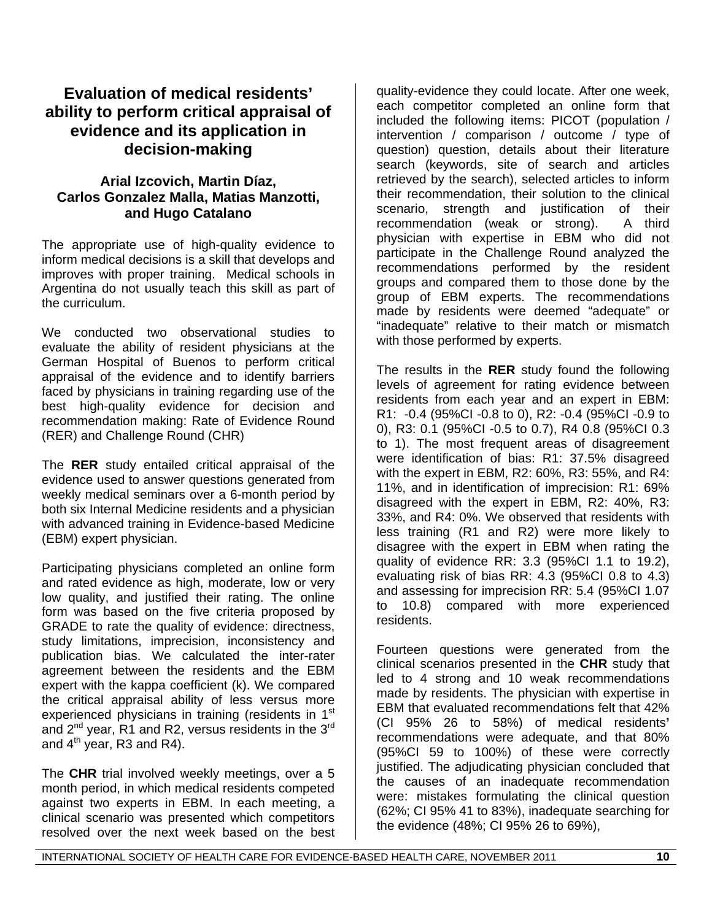## Evaluation of medical residents' ability to perform critical appraisal of evidence and its application in decision-making

**Arial Izcovich, Martin Díaz, Carlos Gonzalez Malla, Matias Manzotti, and Hugo Catalano**

The appropriate use of high-quality evidence to inform medical decisions is a skill that develops and improves with proper training. Medical schools in Argentina do not usually teach this skill as part of the curriculum.

We conducted two observational studies to evaluate the ability of resident physicians at the German Hospital of Buenos to perform critical appraisal of the evidence and to identify barriers faced by physicians in training regarding use of the best high-quality evidence for decision and recommendation making: Rate of Evidence Round (RER) and Challenge Round (CHR)

The **RER** study entailed critical appraisal of the evidence used to answer questions generated from weekly medical seminars over a 6-month period by both six Internal Medicine residents and a physician with advanced training in Evidence-based Medicine (EBM) expert physician.

Participating physicians completed an online form and rated evidence as high, moderate, low or very low quality, and justified their rating. The online form was based on the five criteria proposed by GRADE to rate the quality of evidence: directness, study limitations, imprecision, inconsistency and publication bias. We calculated the inter-rater agreement between the residents and the EBM expert with the kappa coefficient (k). We compared the critical appraisal ability of less versus more experienced physicians in training (residents in 1st and 2nd year, R1 and R2, versus residents in the 3rd and 4th year, R3 and R4).

The **CHR** trial involved weekly meetings, over a 5 month period, in which medical residents competed against two experts in EBM. In each meeting, a clinical scenario was presented which competitors resolved over the next week based on the best quality-evidence they could locate. After one week, each competitor completed an online form that included the following items: PICOT (population / intervention / comparison / outcome / type of question) question, details about their literature search (keywords, site of search and articles retrieved by the search), selected articles to inform their recommendation, their solution to the clinical scenario, strength and justification of their recommendation (weak or strong). A third physician with expertise in EBM who did not participate in the Challenge Round analyzed the recommendations performed by the resident groups and compared them to those done by the group of EBM experts. The recommendations made by residents were deemed "adequate" or "inadequate" relative to their match or mismatch with those performed by experts.

The results in the **RER** study found the following levels of agreement for rating evidence between residents from each year and an expert in EBM: R1: -0.4 (95%CI -0.8 to 0), R2: -0.4 (95%CI -0.9 to 0), R3: 0.1 (95%CI -0.5 to 0.7), R4 0.8 (95%CI 0.3 to 1). The most frequent areas of disagreement were identification of bias: R1: 37.5% disagreed with the expert in EBM, R2: 60%, R3: 55%, and R4: 11%, and in identification of imprecision: R1: 69% disagreed with the expert in EBM, R2: 40%, R3: 33%, and R4: 0%. We observed that residents with less training (R1 and R2) were more likely to disagree with the expert in EBM when rating the quality of evidence RR: 3.3 (95%CI 1.1 to 19.2), evaluating risk of bias RR: 4.3 (95%CI 0.8 to 4.3) and assessing for imprecision RR: 5.4 (95%CI 1.07 to 10.8) compared with more experienced residents.

Fourteen questions were generated from the clinical scenarios presented in the **CHR** study that led to 4 strong and 10 weak recommendations made by residents. The physician with expertise in EBM that evaluated recommendations felt that 42% (CI 95% 26 to 58%) of medical residents' recommendations were adequate, and that 80% (95%CI 59 to 100%) of these were correctly justified. The adjudicating physician concluded that the causes of an inadequate recommendation were: mistakes formulating the clinical question (62%; CI 95% 41 to 83%), inadequate searching for the evidence (48%; CI 95% 26 to 69%),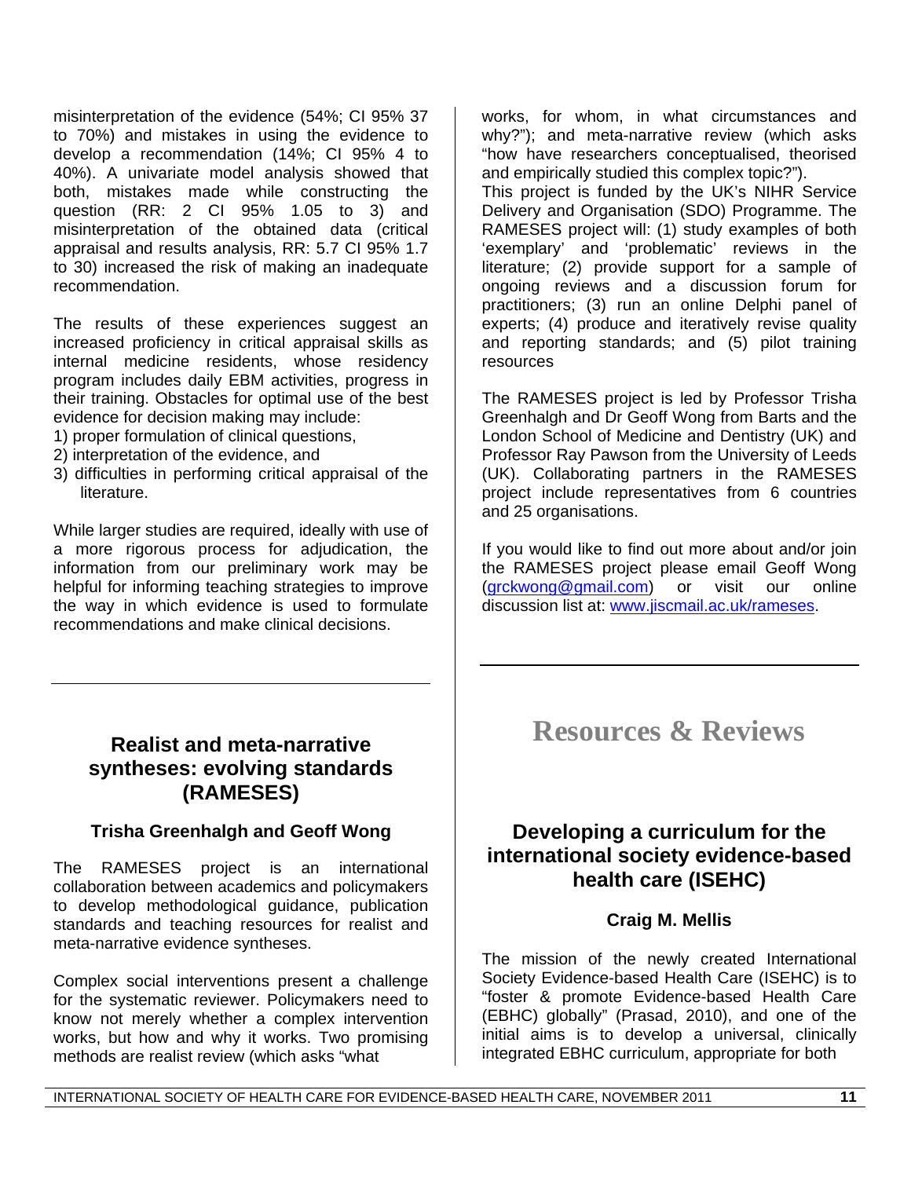misinterpretation of the evidence (54%; CI 95% 37 to 70%) and mistakes in using the evidence to develop a recommendation (14%; CI 95% 4 to 40%). A univariate model analysis showed that both, mistakes made while constructing the question (RR: 2 CI 95% 1.05 to 3) and misinterpretation of the obtained data (critical appraisal and results analysis, RR: 5.7 CI 95% 1.7 to 30) increased the risk of making an inadequate recommendation.

The results of these experiences suggest an increased proficiency in critical appraisal skills as internal medicine residents, whose residency program includes daily EBM activities, progress in their training. Obstacles for optimal use of the best evidence for decision making may include:

1) proper formulation of clinical questions,
2) interpretation of the evidence, and
3) difficulties in performing critical appraisal of the literature.

While larger studies are required, ideally with use of a more rigorous process for adjudication, the information from our preliminary work may be helpful for informing teaching strategies to improve the way in which evidence is used to formulate recommendations and make clinical decisions.

---

## Realist and meta-narrative syntheses: evolving standards (RAMESES)

**Trisha Greenhalgh and Geoff Wong**

The RAMESES project is an international collaboration between academics and policymakers to develop methodological guidance, publication standards and teaching resources for realist and meta-narrative evidence syntheses.

Complex social interventions present a challenge for the systematic reviewer. Policymakers need to know not merely whether a complex intervention works, but how and why it works. Two promising methods are realist review (which asks "what works, for whom, in what circumstances and why?"); and meta-narrative review (which asks "how have researchers conceptualised, theorised and empirically studied this complex topic?").

This project is funded by the UK's NIHR Service Delivery and Organisation (SDO) Programme. The RAMESES project will: (1) study examples of both 'exemplary' and 'problematic' reviews in the literature; (2) provide support for a sample of ongoing reviews and a discussion forum for practitioners; (3) run an online Delphi panel of experts; (4) produce and iteratively revise quality and reporting standards; and (5) pilot training resources

The RAMESES project is led by Professor Trisha Greenhalgh and Dr Geoff Wong from Barts and the London School of Medicine and Dentistry (UK) and Professor Ray Pawson from the University of Leeds (UK). Collaborating partners in the RAMESES project include representatives from 6 countries and 25 organisations.

If you would like to find out more about and/or join the RAMESES project please email Geoff Wong (grckwong@gmail.com) or visit our online discussion list at: www.jiscmail.ac.uk/rameses.

---

# Resources & Reviews

## Developing a curriculum for the international society evidence-based health care (ISEHC)

**Craig M. Mellis**

The mission of the newly created International Society Evidence-based Health Care (ISEHC) is to "foster & promote Evidence-based Health Care (EBHC) globally" (Prasad, 2010), and one of the initial aims is to develop a universal, clinically integrated EBHC curriculum, appropriate for both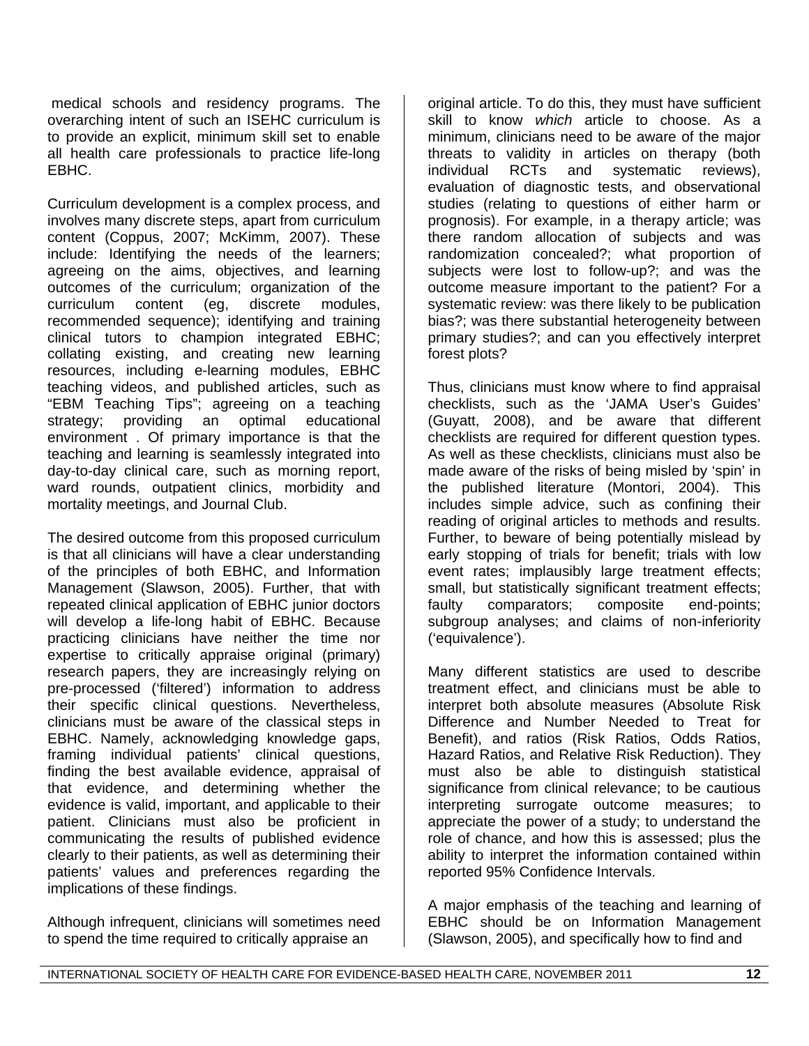medical schools and residency programs. The overarching intent of such an ISEHC curriculum is to provide an explicit, minimum skill set to enable all health care professionals to practice life-long EBHC.

Curriculum development is a complex process, and involves many discrete steps, apart from curriculum content (Coppus, 2007; McKimm, 2007). These include: Identifying the needs of the learners; agreeing on the aims, objectives, and learning outcomes of the curriculum; organization of the curriculum content (eg, discrete modules, recommended sequence); identifying and training clinical tutors to champion integrated EBHC; collating existing, and creating new learning resources, including e-learning modules, EBHC teaching videos, and published articles, such as "EBM Teaching Tips"; agreeing on a teaching strategy; providing an optimal educational environment . Of primary importance is that the teaching and learning is seamlessly integrated into day-to-day clinical care, such as morning report, ward rounds, outpatient clinics, morbidity and mortality meetings, and Journal Club.

The desired outcome from this proposed curriculum is that all clinicians will have a clear understanding of the principles of both EBHC, and Information Management (Slawson, 2005). Further, that with repeated clinical application of EBHC junior doctors will develop a life-long habit of EBHC. Because practicing clinicians have neither the time nor expertise to critically appraise original (primary) research papers, they are increasingly relying on pre-processed ('filtered') information to address their specific clinical questions. Nevertheless, clinicians must be aware of the classical steps in EBHC. Namely, acknowledging knowledge gaps, framing individual patients' clinical questions, finding the best available evidence, appraisal of that evidence, and determining whether the evidence is valid, important, and applicable to their patient. Clinicians must also be proficient in communicating the results of published evidence clearly to their patients, as well as determining their patients' values and preferences regarding the implications of these findings.

Although infrequent, clinicians will sometimes need to spend the time required to critically appraise an original article. To do this, they must have sufficient skill to know *which* article to choose. As a minimum, clinicians need to be aware of the major threats to validity in articles on therapy (both individual RCTs and systematic reviews), evaluation of diagnostic tests, and observational studies (relating to questions of either harm or prognosis). For example, in a therapy article; was there random allocation of subjects and was randomization concealed?; what proportion of subjects were lost to follow-up?; and was the outcome measure important to the patient? For a systematic review: was there likely to be publication bias?; was there substantial heterogeneity between primary studies?; and can you effectively interpret forest plots?

Thus, clinicians must know where to find appraisal checklists, such as the 'JAMA User's Guides' (Guyatt, 2008), and be aware that different checklists are required for different question types. As well as these checklists, clinicians must also be made aware of the risks of being misled by 'spin' in the published literature (Montori, 2004). This includes simple advice, such as confining their reading of original articles to methods and results. Further, to beware of being potentially mislead by early stopping of trials for benefit; trials with low event rates; implausibly large treatment effects; small, but statistically significant treatment effects; faulty comparators; composite end-points; subgroup analyses; and claims of non-inferiority ('equivalence').

Many different statistics are used to describe treatment effect, and clinicians must be able to interpret both absolute measures (Absolute Risk Difference and Number Needed to Treat for Benefit), and ratios (Risk Ratios, Odds Ratios, Hazard Ratios, and Relative Risk Reduction). They must also be able to distinguish statistical significance from clinical relevance; to be cautious interpreting surrogate outcome measures; to appreciate the power of a study; to understand the role of chance, and how this is assessed; plus the ability to interpret the information contained within reported 95% Confidence Intervals.

A major emphasis of the teaching and learning of EBHC should be on Information Management (Slawson, 2005), and specifically how to find and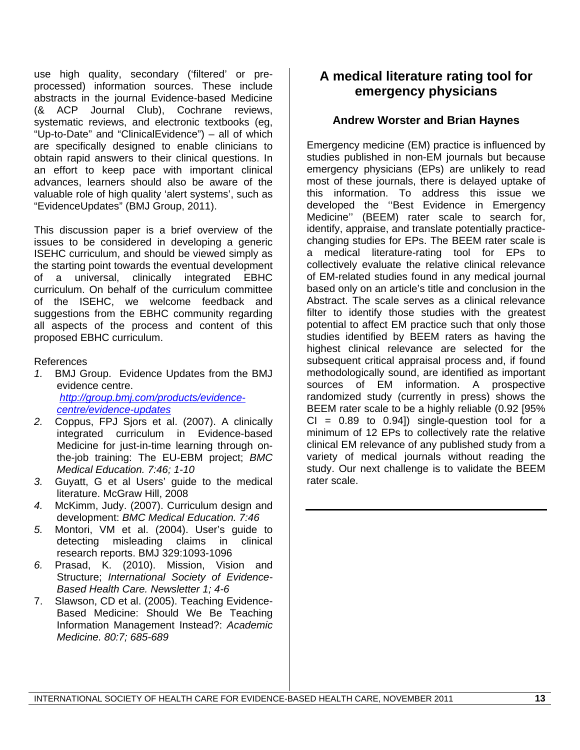use high quality, secondary ('filtered' or pre-processed) information sources. These include abstracts in the journal Evidence-based Medicine (& ACP Journal Club), Cochrane reviews, systematic reviews, and electronic textbooks (eg, "Up-to-Date" and "ClinicalEvidence") – all of which are specifically designed to enable clinicians to obtain rapid answers to their clinical questions. In an effort to keep pace with important clinical advances, learners should also be aware of the valuable role of high quality 'alert systems', such as "EvidenceUpdates" (BMJ Group, 2011).

This discussion paper is a brief overview of the issues to be considered in developing a generic ISEHC curriculum, and should be viewed simply as the starting point towards the eventual development of a universal, clinically integrated EBHC curriculum. On behalf of the curriculum committee of the ISEHC, we welcome feedback and suggestions from the EBHC community regarding all aspects of the process and content of this proposed EBHC curriculum.

References

1. BMJ Group. Evidence Updates from the BMJ evidence centre. http://group.bmj.com/products/evidence-centre/evidence-updates
2. Coppus, FPJ Sjors et al. (2007). A clinically integrated curriculum in Evidence-based Medicine for just-in-time learning through on-the-job training: The EU-EBM project; *BMC Medical Education. 7:46; 1-10*
3. Guyatt, G et al Users' guide to the medical literature. McGraw Hill, 2008
4. McKimm, Judy. (2007). Curriculum design and development: *BMC Medical Education. 7:46*
5. Montori, VM et al. (2004). User's guide to detecting misleading claims in clinical research reports. BMJ 329:1093-1096
6. Prasad, K. (2010). Mission, Vision and Structure; *International Society of Evidence-Based Health Care. Newsletter 1; 4-6*
7. Slawson, CD et al. (2005). Teaching Evidence-Based Medicine: Should We Be Teaching Information Management Instead?: *Academic Medicine. 80:7; 685-689*

## A medical literature rating tool for emergency physicians

**Andrew Worster and Brian Haynes**

Emergency medicine (EM) practice is influenced by studies published in non-EM journals but because emergency physicians (EPs) are unlikely to read most of these journals, there is delayed uptake of this information. To address this issue we developed the ''Best Evidence in Emergency Medicine'' (BEEM) rater scale to search for, identify, appraise, and translate potentially practice-changing studies for EPs. The BEEM rater scale is a medical literature-rating tool for EPs to collectively evaluate the relative clinical relevance of EM-related studies found in any medical journal based only on an article's title and conclusion in the Abstract. The scale serves as a clinical relevance filter to identify those studies with the greatest potential to affect EM practice such that only those studies identified by BEEM raters as having the highest clinical relevance are selected for the subsequent critical appraisal process and, if found methodologically sound, are identified as important sources of EM information. A prospective randomized study (currently in press) shows the BEEM rater scale to be a highly reliable (0.92 [95% CI = 0.89 to 0.94]) single-question tool for a minimum of 12 EPs to collectively rate the relative clinical EM relevance of any published study from a variety of medical journals without reading the study. Our next challenge is to validate the BEEM rater scale.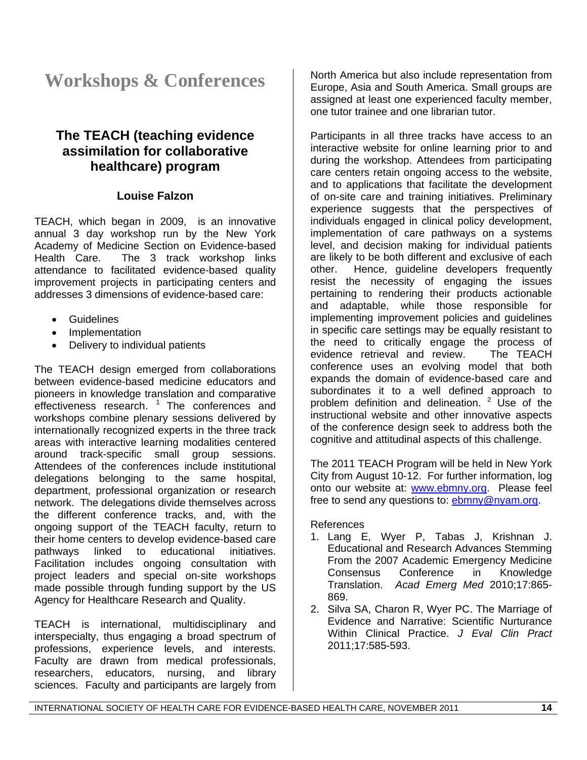# Workshops & Conferences

## The TEACH (teaching evidence assimilation for collaborative healthcare) program

**Louise Falzon**

TEACH, which began in 2009, is an innovative annual 3 day workshop run by the New York Academy of Medicine Section on Evidence-based Health Care. The 3 track workshop links attendance to facilitated evidence-based quality improvement projects in participating centers and addresses 3 dimensions of evidence-based care:

- Guidelines
- Implementation
- Delivery to individual patients

The TEACH design emerged from collaborations between evidence-based medicine educators and pioneers in knowledge translation and comparative effectiveness research.[1] The conferences and workshops combine plenary sessions delivered by internationally recognized experts in the three track areas with interactive learning modalities centered around track-specific small group sessions. Attendees of the conferences include institutional delegations belonging to the same hospital, department, professional organization or research network. The delegations divide themselves across the different conference tracks, and, with the ongoing support of the TEACH faculty, return to their home centers to develop evidence-based care pathways linked to educational initiatives. Facilitation includes ongoing consultation with project leaders and special on-site workshops made possible through funding support by the US Agency for Healthcare Research and Quality.

TEACH is international, multidisciplinary and interspecialty, thus engaging a broad spectrum of professions, experience levels, and interests. Faculty are drawn from medical professionals, researchers, educators, nursing, and library sciences. Faculty and participants are largely from North America but also include representation from Europe, Asia and South America. Small groups are assigned at least one experienced faculty member, one tutor trainee and one librarian tutor.

Participants in all three tracks have access to an interactive website for online learning prior to and during the workshop. Attendees from participating care centers retain ongoing access to the website, and to applications that facilitate the development of on-site care and training initiatives. Preliminary experience suggests that the perspectives of individuals engaged in clinical policy development, implementation of care pathways on a systems level, and decision making for individual patients are likely to be both different and exclusive of each other. Hence, guideline developers frequently resist the necessity of engaging the issues pertaining to rendering their products actionable and adaptable, while those responsible for implementing improvement policies and guidelines in specific care settings may be equally resistant to the need to critically engage the process of evidence retrieval and review. The TEACH conference uses an evolving model that both expands the domain of evidence-based care and subordinates it to a well defined approach to problem definition and delineation.[2] Use of the instructional website and other innovative aspects of the conference design seek to address both the cognitive and attitudinal aspects of this challenge.

The 2011 TEACH Program will be held in New York City from August 10-12. For further information, log onto our website at: www.ebmny.org. Please feel free to send any questions to: ebmny@nyam.org.

References

1. Lang E, Wyer P, Tabas J, Krishnan J. Educational and Research Advances Stemming From the 2007 Academic Emergency Medicine Consensus Conference in Knowledge Translation. *Acad Emerg Med* 2010;17:865-869.
2. Silva SA, Charon R, Wyer PC. The Marriage of Evidence and Narrative: Scientific Nurturance Within Clinical Practice. *J Eval Clin Pract* 2011;17:585-593.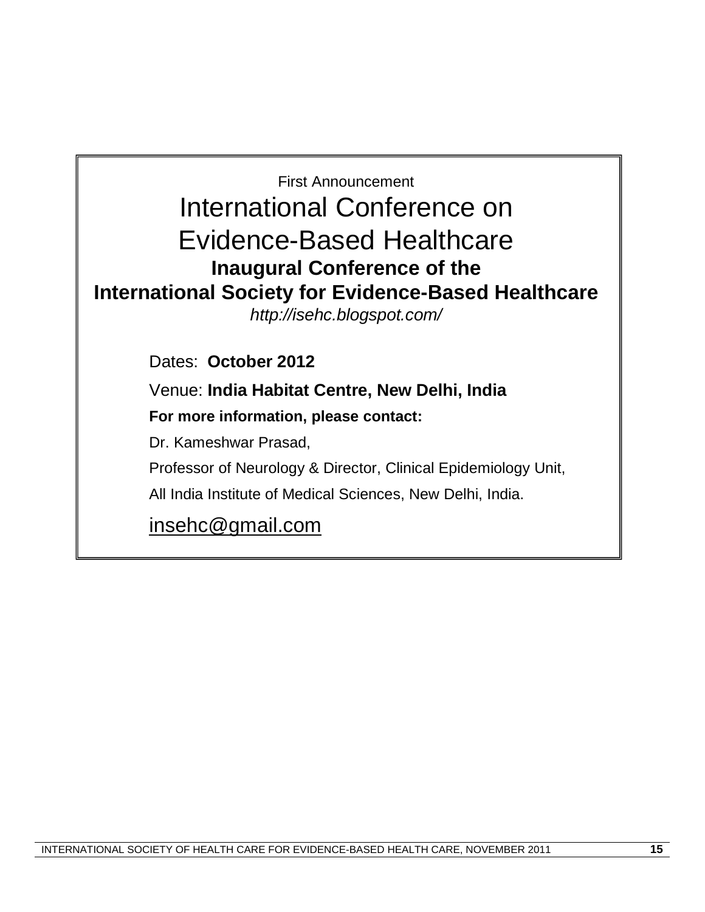First Announcement

# International Conference on Evidence-Based Healthcare

## Inaugural Conference of the International Society for Evidence-Based Healthcare

*http://isehc.blogspot.com/*

Dates: **October 2012**

Venue: **India Habitat Centre, New Delhi, India**

**For more information, please contact:**

Dr. Kameshwar Prasad,

Professor of Neurology & Director, Clinical Epidemiology Unit,

All India Institute of Medical Sciences, New Delhi, India.

insehc@gmail.com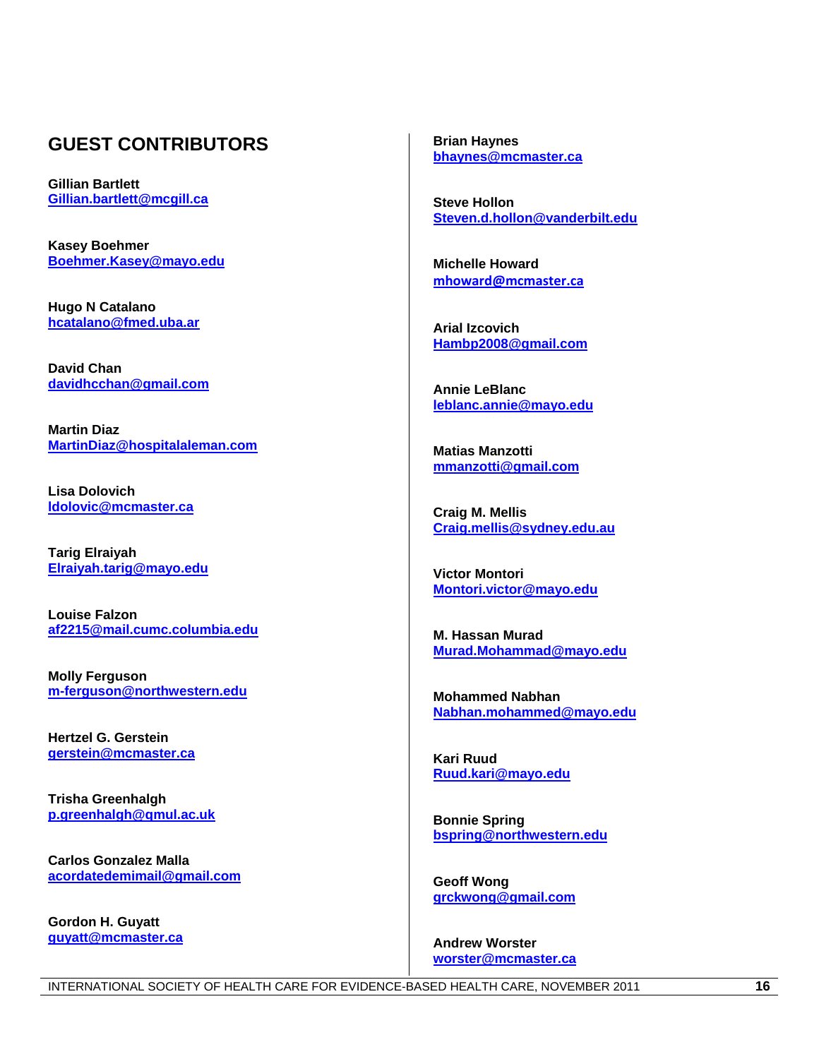## GUEST CONTRIBUTORS

**Gillian Bartlett**
Gillian.bartlett@mcgill.ca

**Kasey Boehmer**
Boehmer.Kasey@mayo.edu

**Hugo N Catalano**
hcatalano@fmed.uba.ar

**David Chan**
davidhcchan@gmail.com

**Martin Diaz**
MartinDiaz@hospitalaleman.com

**Lisa Dolovich**
ldolovic@mcmaster.ca

**Tarig Elraiyah**
Elraiyah.tarig@mayo.edu

**Louise Falzon**
af2215@mail.cumc.columbia.edu

**Molly Ferguson**
m-ferguson@northwestern.edu

**Hertzel G. Gerstein**
gerstein@mcmaster.ca

**Trisha Greenhalgh**
p.greenhalgh@qmul.ac.uk

**Carlos Gonzalez Malla**
acordatedemimail@gmail.com

**Gordon H. Guyatt**
guyatt@mcmaster.ca

**Brian Haynes**
bhaynes@mcmaster.ca

**Steve Hollon**
Steven.d.hollon@vanderbilt.edu

**Michelle Howard**
mhoward@mcmaster.ca

**Arial Izcovich**
Hambp2008@gmail.com

**Annie LeBlanc**
leblanc.annie@mayo.edu

**Matias Manzotti**
mmanzotti@gmail.com

**Craig M. Mellis**
Craig.mellis@sydney.edu.au

**Victor Montori**
Montori.victor@mayo.edu

**M. Hassan Murad**
Murad.Mohammad@mayo.edu

**Mohammed Nabhan**
Nabhan.mohammed@mayo.edu

**Kari Ruud**
Ruud.kari@mayo.edu

**Bonnie Spring**
bspring@northwestern.edu

**Geoff Wong**
grckwong@gmail.com

**Andrew Worster**
worster@mcmaster.ca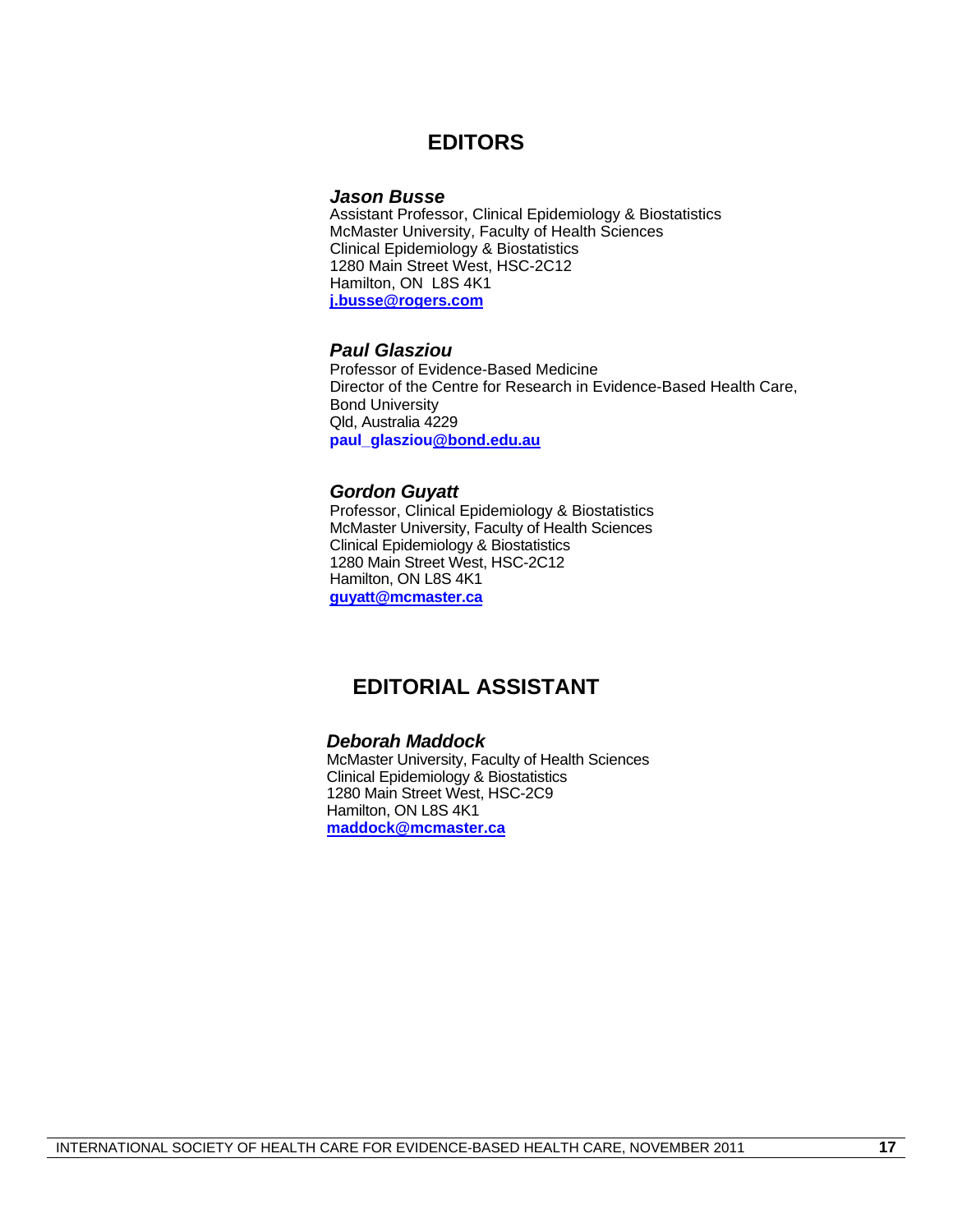## EDITORS

***Jason Busse***
Assistant Professor, Clinical Epidemiology & Biostatistics
McMaster University, Faculty of Health Sciences
Clinical Epidemiology & Biostatistics
1280 Main Street West, HSC-2C12
Hamilton, ON  L8S 4K1
**j.busse@rogers.com**

***Paul Glasziou***
Professor of Evidence-Based Medicine
Director of the Centre for Research in Evidence-Based Health Care,
Bond University
Qld, Australia 4229
**paul_glasziou@bond.edu.au**

***Gordon Guyatt***
Professor, Clinical Epidemiology & Biostatistics
McMaster University, Faculty of Health Sciences
Clinical Epidemiology & Biostatistics
1280 Main Street West, HSC-2C12
Hamilton, ON L8S 4K1
**guyatt@mcmaster.ca**

## EDITORIAL ASSISTANT

***Deborah Maddock***
McMaster University, Faculty of Health Sciences
Clinical Epidemiology & Biostatistics
1280 Main Street West, HSC-2C9
Hamilton, ON L8S 4K1
**maddock@mcmaster.ca**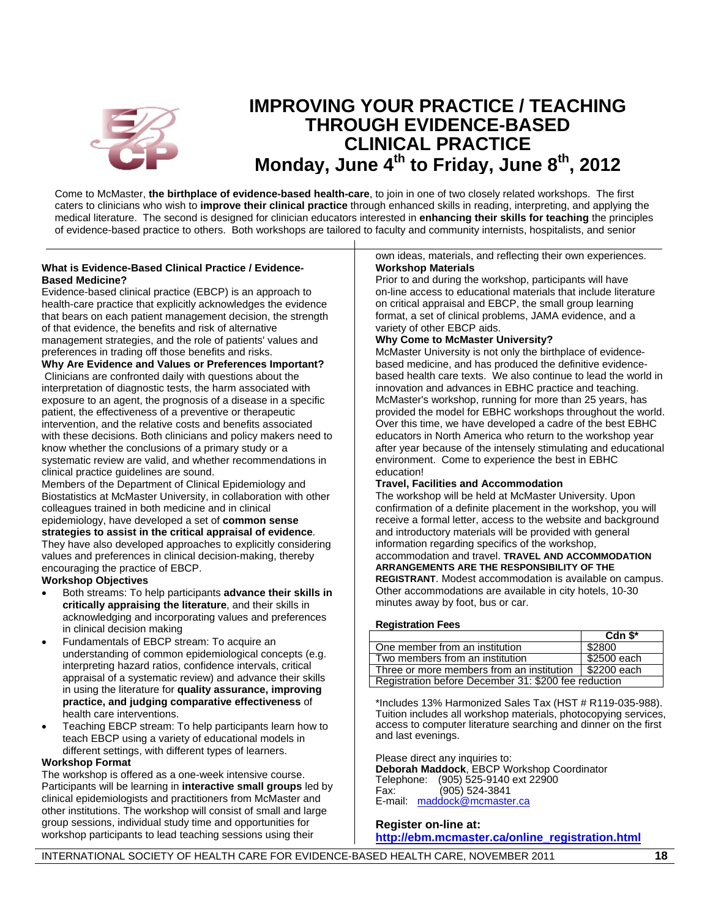# IMPROVING YOUR PRACTICE / TEACHING THROUGH EVIDENCE-BASED CLINICAL PRACTICE

## Monday, June 4th to Friday, June 8th, 2012

Come to McMaster, **the birthplace of evidence-based health-care**, to join in one of two closely related workshops. The first caters to clinicians who wish to **improve their clinical practice** through enhanced skills in reading, interpreting, and applying the medical literature. The second is designed for clinician educators interested in **enhancing their skills for teaching** the principles of evidence-based practice to others. Both workshops are tailored to faculty and community internists, hospitalists, and senior

**What is Evidence-Based Clinical Practice / Evidence-Based Medicine?**

Evidence-based clinical practice (EBCP) is an approach to health-care practice that explicitly acknowledges the evidence that bears on each patient management decision, the strength of that evidence, the benefits and risk of alternative management strategies, and the role of patients' values and preferences in trading off those benefits and risks.

**Why Are Evidence and Values or Preferences Important?**

Clinicians are confronted daily with questions about the interpretation of diagnostic tests, the harm associated with exposure to an agent, the prognosis of a disease in a specific patient, the effectiveness of a preventive or therapeutic intervention, and the relative costs and benefits associated with these decisions. Both clinicians and policy makers need to know whether the conclusions of a primary study or a systematic review are valid, and whether recommendations in clinical practice guidelines are sound.

Members of the Department of Clinical Epidemiology and Biostatistics at McMaster University, in collaboration with other colleagues trained in both medicine and in clinical epidemiology, have developed a set of **common sense strategies to assist in the critical appraisal of evidence**. They have also developed approaches to explicitly considering values and preferences in clinical decision-making, thereby encouraging the practice of EBCP.

**Workshop Objectives**

- Both streams: To help participants **advance their skills in critically appraising the literature**, and their skills in acknowledging and incorporating values and preferences in clinical decision making
- Fundamentals of EBCP stream: To acquire an understanding of common epidemiological concepts (e.g. interpreting hazard ratios, confidence intervals, critical appraisal of a systematic review) and advance their skills in using the literature for **quality assurance, improving practice, and judging comparative effectiveness** of health care interventions.
- Teaching EBCP stream: To help participants learn how to teach EBCP using a variety of educational models in different settings, with different types of learners.

**Workshop Format**

The workshop is offered as a one-week intensive course. Participants will be learning in **interactive small groups** led by clinical epidemiologists and practitioners from McMaster and other institutions. The workshop will consist of small and large group sessions, individual study time and opportunities for workshop participants to lead teaching sessions using their own ideas, materials, and reflecting their own experiences.

**Workshop Materials**

Prior to and during the workshop, participants will have on-line access to educational materials that include literature on critical appraisal and EBCP, the small group learning format, a set of clinical problems, JAMA evidence, and a variety of other EBCP aids.

**Why Come to McMaster University?**

McMaster University is not only the birthplace of evidence-based medicine, and has produced the definitive evidence-based health care texts. We also continue to lead the world in innovation and advances in EBHC practice and teaching. McMaster's workshop, running for more than 25 years, has provided the model for EBHC workshops throughout the world. Over this time, we have developed a cadre of the best EBHC educators in North America who return to the workshop year after year because of the intensely stimulating and educational environment. Come to experience the best in EBHC education!

**Travel, Facilities and Accommodation**

The workshop will be held at McMaster University. Upon confirmation of a definite placement in the workshop, you will receive a formal letter, access to the website and background and introductory materials will be provided with general information regarding specifics of the workshop, accommodation and travel. **TRAVEL AND ACCOMMODATION ARRANGEMENTS ARE THE RESPONSIBILITY OF THE REGISTRANT**. Modest accommodation is available on campus. Other accommodations are available in city hotels, 10-30 minutes away by foot, bus or car.

**Registration Fees**

| | Cdn $* |
|---|---|
| One member from an institution | $2800 |
| Two members from an institution | $2500 each |
| Three or more members from an institution | $2200 each |
| Registration before December 31: $200 fee reduction | |

*Includes 13% Harmonized Sales Tax (HST # R119-035-988). Tuition includes all workshop materials, photocopying services, access to computer literature searching and dinner on the first and last evenings.

Please direct any inquiries to:
**Deborah Maddock**, EBCP Workshop Coordinator
Telephone: (905) 525-9140 ext 22900
Fax: (905) 524-3841
E-mail: maddock@mcmaster.ca

**Register on-line at:**
**http://ebm.mcmaster.ca/online_registration.html**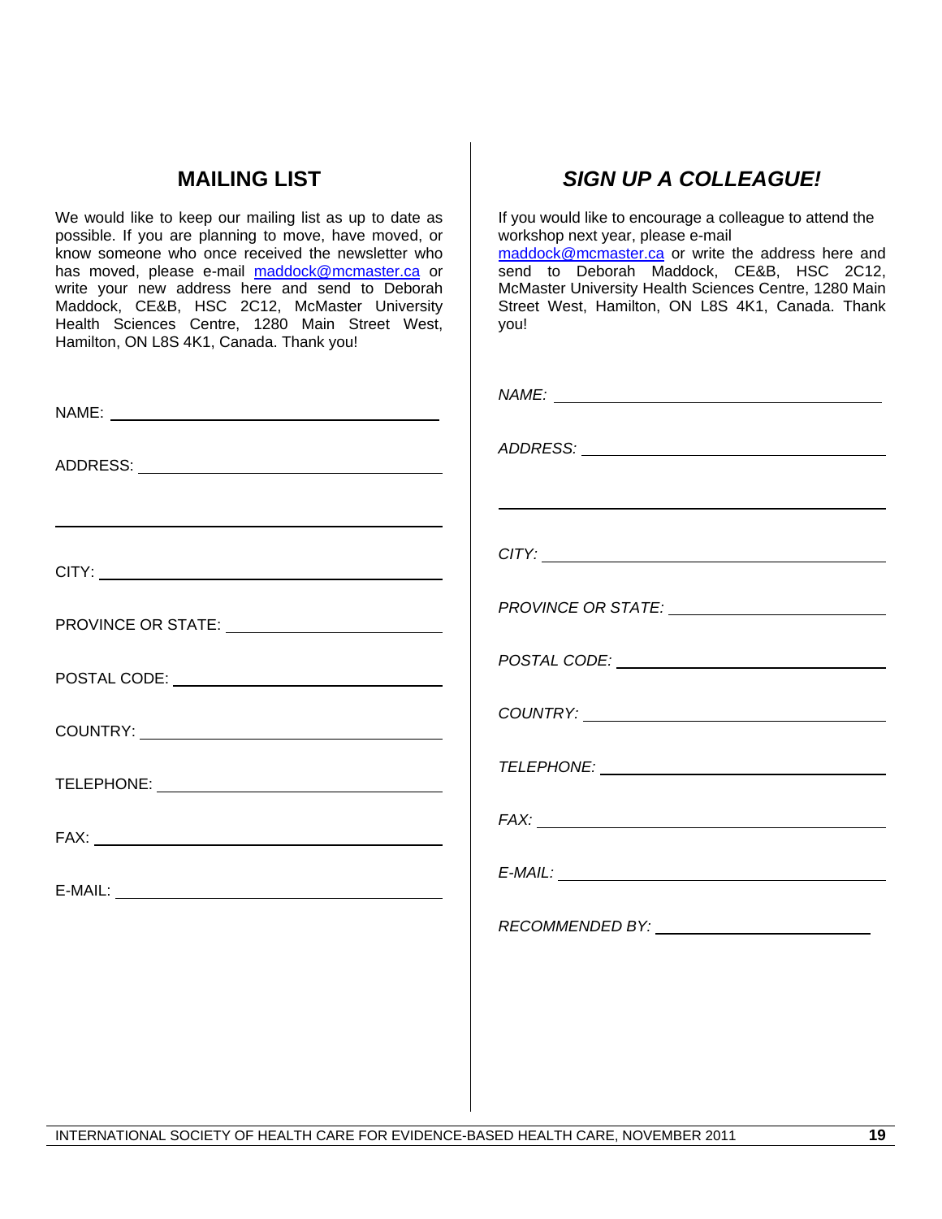## MAILING LIST

We would like to keep our mailing list as up to date as possible. If you are planning to move, have moved, or know someone who once received the newsletter who has moved, please e-mail maddock@mcmaster.ca or write your new address here and send to Deborah Maddock, CE&B, HSC 2C12, McMaster University Health Sciences Centre, 1280 Main Street West, Hamilton, ON L8S 4K1, Canada. Thank you!

NAME: ______________________________

ADDRESS: ______________________________

______________________________

CITY: ______________________________

PROVINCE OR STATE: ______________________________

POSTAL CODE: ______________________________

COUNTRY: ______________________________

TELEPHONE: ______________________________

FAX: ______________________________

E-MAIL: ______________________________

## *SIGN UP A COLLEAGUE!*

If you would like to encourage a colleague to attend the workshop next year, please e-mail maddock@mcmaster.ca or write the address here and send to Deborah Maddock, CE&B, HSC 2C12, McMaster University Health Sciences Centre, 1280 Main Street West, Hamilton, ON L8S 4K1, Canada. Thank you!

*NAME:* ______________________________

*ADDRESS:* ______________________________

______________________________

*CITY:* ______________________________

*PROVINCE OR STATE:* ______________________________

*POSTAL CODE:* ______________________________

*COUNTRY:* ______________________________

*TELEPHONE:* ______________________________

*FAX:* ______________________________

*E-MAIL:* ______________________________

*RECOMMENDED BY:* ______________________________